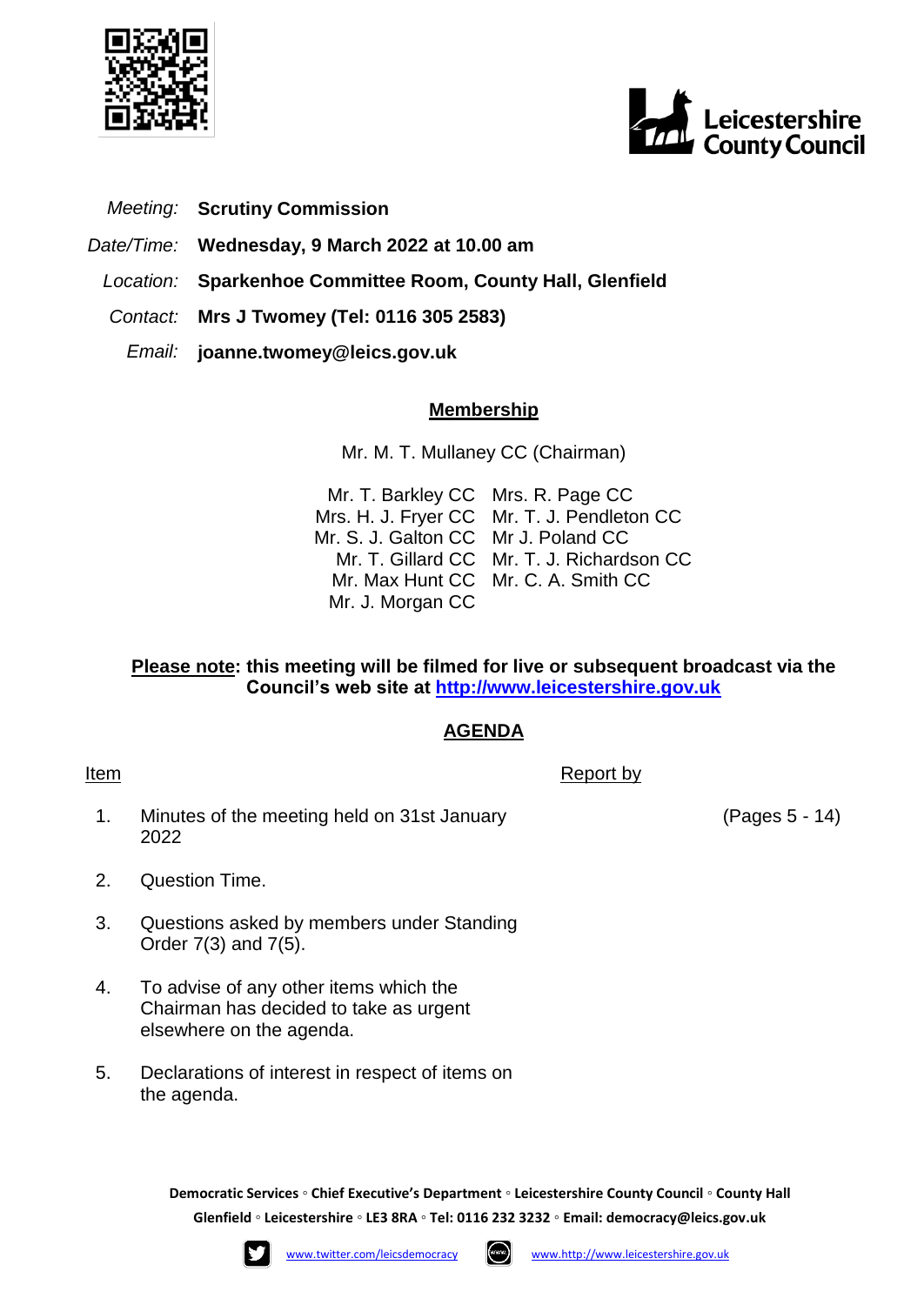*Meeting:* **Scrutiny Commission**

*Date/Time:* **Wednesday, 9 March 2022 at 10.00 am**

*Location:* **Sparkenhoe Committee Room, County Hall, Glenfield**

*Contact:* **Mrs J Twomey (Tel: 0116 305 2583)**

*Email:* **joanne.twomey@leics.gov.uk**

## Membership

Mr. M. T. Mullaney CC (Chairman)

| | |
|---|---|
| Mr. T. Barkley CC | Mrs. R. Page CC |
| Mrs. H. J. Fryer CC | Mr. T. J. Pendleton CC |
| Mr. S. J. Galton CC | Mr J. Poland CC |
| Mr. T. Gillard CC | Mr. T. J. Richardson CC |
| Mr. Max Hunt CC | Mr. C. A. Smith CC |
| Mr. J. Morgan CC | |

**Please note: this meeting will be filmed for live or subsequent broadcast via the Council's web site at http://www.leicestershire.gov.uk**

## AGENDA

| Item | | Report by | |
|---|---|---|---|
| 1. | Minutes of the meeting held on 31st January 2022 | | (Pages 5 - 14) |
| 2. | Question Time. | | |
| 3. | Questions asked by members under Standing Order 7(3) and 7(5). | | |
| 4. | To advise of any other items which the Chairman has decided to take as urgent elsewhere on the agenda. | | |
| 5. | Declarations of interest in respect of items on the agenda. | | |

**Democratic Services ◦ Chief Executive's Department ◦ Leicestershire County Council ◦ County Hall Glenfield ◦ Leicestershire ◦ LE3 8RA ◦ Tel: 0116 232 3232 ◦ Email: democracy@leics.gov.uk**

www.twitter.com/leicsdemocracy www.http://www.leicestershire.gov.uk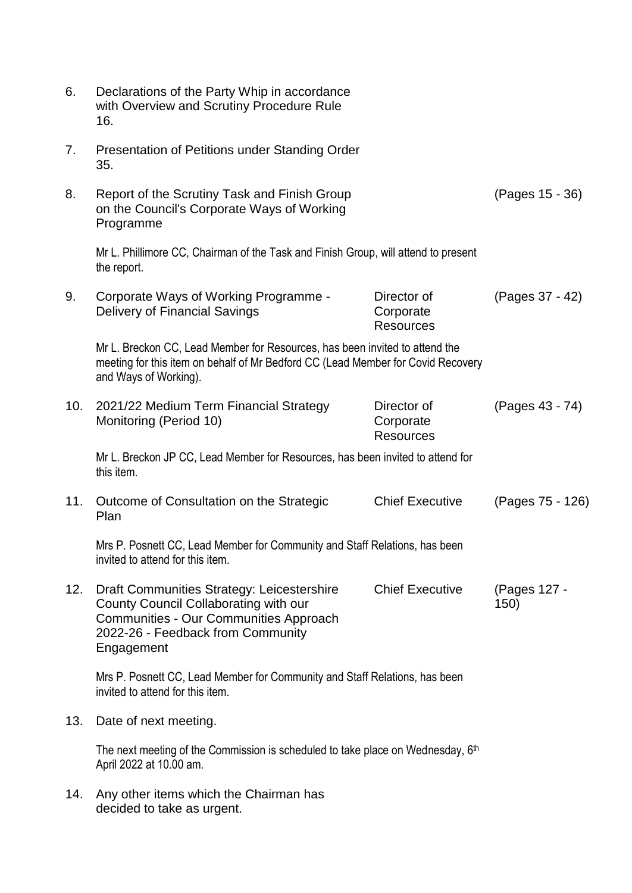6. Declarations of the Party Whip in accordance with Overview and Scrutiny Procedure Rule 16.

7. Presentation of Petitions under Standing Order 35.

8. Report of the Scrutiny Task and Finish Group on the Council's Corporate Ways of Working Programme — (Pages 15 - 36)

   Mr L. Phillimore CC, Chairman of the Task and Finish Group, will attend to present the report.

9. Corporate Ways of Working Programme - Delivery of Financial Savings — Director of Corporate Resources — (Pages 37 - 42)

   Mr L. Breckon CC, Lead Member for Resources, has been invited to attend the meeting for this item on behalf of Mr Bedford CC (Lead Member for Covid Recovery and Ways of Working).

10. 2021/22 Medium Term Financial Strategy Monitoring (Period 10) — Director of Corporate Resources — (Pages 43 - 74)

    Mr L. Breckon JP CC, Lead Member for Resources, has been invited to attend for this item.

11. Outcome of Consultation on the Strategic Plan — Chief Executive — (Pages 75 - 126)

    Mrs P. Posnett CC, Lead Member for Community and Staff Relations, has been invited to attend for this item.

12. Draft Communities Strategy: Leicestershire County Council Collaborating with our Communities - Our Communities Approach 2022-26 - Feedback from Community Engagement — Chief Executive — (Pages 127 - 150)

    Mrs P. Posnett CC, Lead Member for Community and Staff Relations, has been invited to attend for this item.

13. Date of next meeting.

    The next meeting of the Commission is scheduled to take place on Wednesday, 6th April 2022 at 10.00 am.

14. Any other items which the Chairman has decided to take as urgent.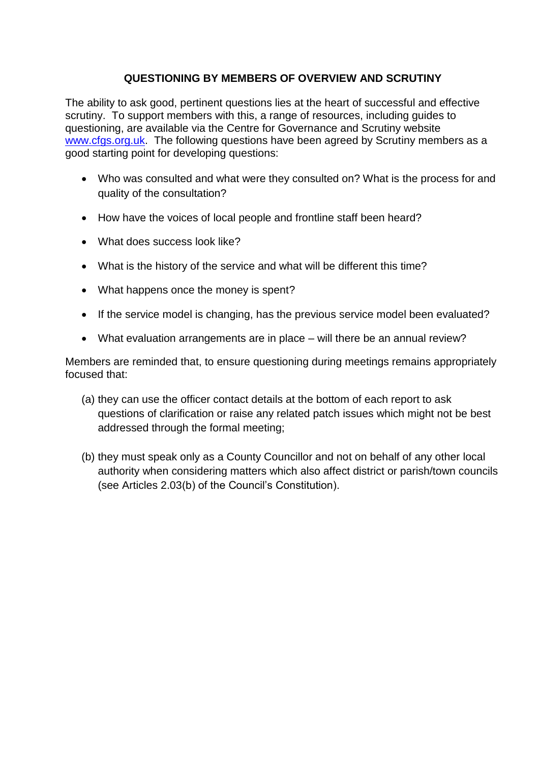## QUESTIONING BY MEMBERS OF OVERVIEW AND SCRUTINY

The ability to ask good, pertinent questions lies at the heart of successful and effective scrutiny. To support members with this, a range of resources, including guides to questioning, are available via the Centre for Governance and Scrutiny website www.cfgs.org.uk. The following questions have been agreed by Scrutiny members as a good starting point for developing questions:

- Who was consulted and what were they consulted on? What is the process for and quality of the consultation?
- How have the voices of local people and frontline staff been heard?
- What does success look like?
- What is the history of the service and what will be different this time?
- What happens once the money is spent?
- If the service model is changing, has the previous service model been evaluated?
- What evaluation arrangements are in place – will there be an annual review?

Members are reminded that, to ensure questioning during meetings remains appropriately focused that:

(a) they can use the officer contact details at the bottom of each report to ask questions of clarification or raise any related patch issues which might not be best addressed through the formal meeting;

(b) they must speak only as a County Councillor and not on behalf of any other local authority when considering matters which also affect district or parish/town councils (see Articles 2.03(b) of the Council's Constitution).